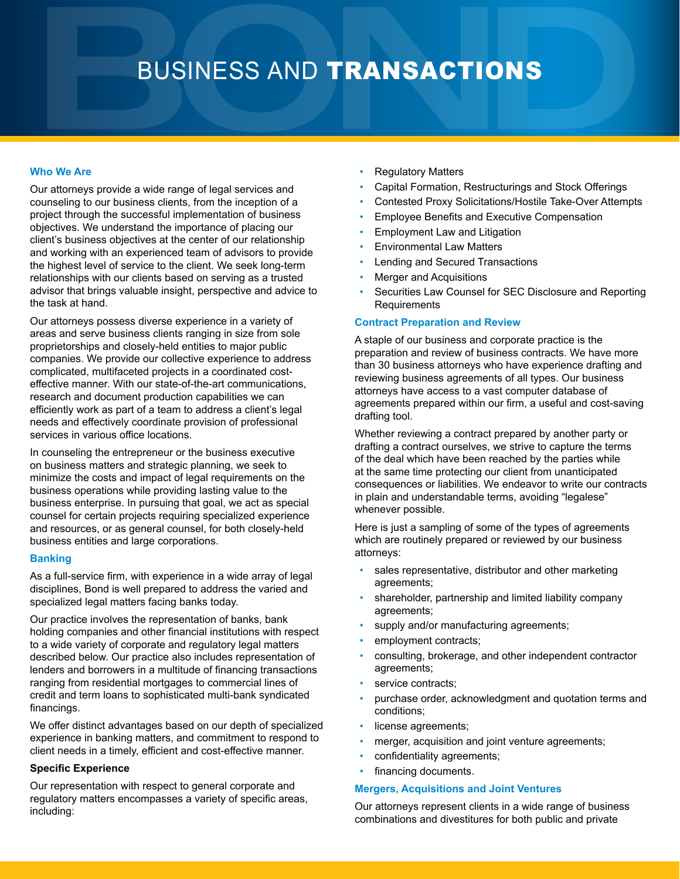# BUSINESS AND **TRANSACTIONS**

## Who We Are

Our attorneys provide a wide range of legal services and counseling to our business clients, from the inception of a project through the successful implementation of business objectives. We understand the importance of placing our client's business objectives at the center of our relationship and working with an experienced team of advisors to provide the highest level of service to the client. We seek long-term relationships with our clients based on serving as a trusted advisor that brings valuable insight, perspective and advice to the task at hand.

Our attorneys possess diverse experience in a variety of areas and serve business clients ranging in size from sole proprietorships and closely-held entities to major public companies. We provide our collective experience to address complicated, multifaceted projects in a coordinated cost-effective manner. With our state-of-the-art communications, research and document production capabilities we can efficiently work as part of a team to address a client's legal needs and effectively coordinate provision of professional services in various office locations.

In counseling the entrepreneur or the business executive on business matters and strategic planning, we seek to minimize the costs and impact of legal requirements on the business operations while providing lasting value to the business enterprise. In pursuing that goal, we act as special counsel for certain projects requiring specialized experience and resources, or as general counsel, for both closely-held business entities and large corporations.

## Banking

As a full-service firm, with experience in a wide array of legal disciplines, Bond is well prepared to address the varied and specialized legal matters facing banks today.

Our practice involves the representation of banks, bank holding companies and other financial institutions with respect to a wide variety of corporate and regulatory legal matters described below. Our practice also includes representation of lenders and borrowers in a multitude of financing transactions ranging from residential mortgages to commercial lines of credit and term loans to sophisticated multi-bank syndicated financings.

We offer distinct advantages based on our depth of specialized experience in banking matters, and commitment to respond to client needs in a timely, efficient and cost-effective manner.

**Specific Experience**

Our representation with respect to general corporate and regulatory matters encompasses a variety of specific areas, including:

- Regulatory Matters
- Capital Formation, Restructurings and Stock Offerings
- Contested Proxy Solicitations/Hostile Take-Over Attempts
- Employee Benefits and Executive Compensation
- Employment Law and Litigation
- Environmental Law Matters
- Lending and Secured Transactions
- Merger and Acquisitions
- Securities Law Counsel for SEC Disclosure and Reporting Requirements

## Contract Preparation and Review

A staple of our business and corporate practice is the preparation and review of business contracts. We have more than 30 business attorneys who have experience drafting and reviewing business agreements of all types. Our business attorneys have access to a vast computer database of agreements prepared within our firm, a useful and cost-saving drafting tool.

Whether reviewing a contract prepared by another party or drafting a contract ourselves, we strive to capture the terms of the deal which have been reached by the parties while at the same time protecting our client from unanticipated consequences or liabilities. We endeavor to write our contracts in plain and understandable terms, avoiding "legalese" whenever possible.

Here is just a sampling of some of the types of agreements which are routinely prepared or reviewed by our business attorneys:

- sales representative, distributor and other marketing agreements;
- shareholder, partnership and limited liability company agreements;
- supply and/or manufacturing agreements;
- employment contracts;
- consulting, brokerage, and other independent contractor agreements;
- service contracts;
- purchase order, acknowledgment and quotation terms and conditions;
- license agreements;
- merger, acquisition and joint venture agreements;
- confidentiality agreements;
- financing documents.

## Mergers, Acquisitions and Joint Ventures

Our attorneys represent clients in a wide range of business combinations and divestitures for both public and private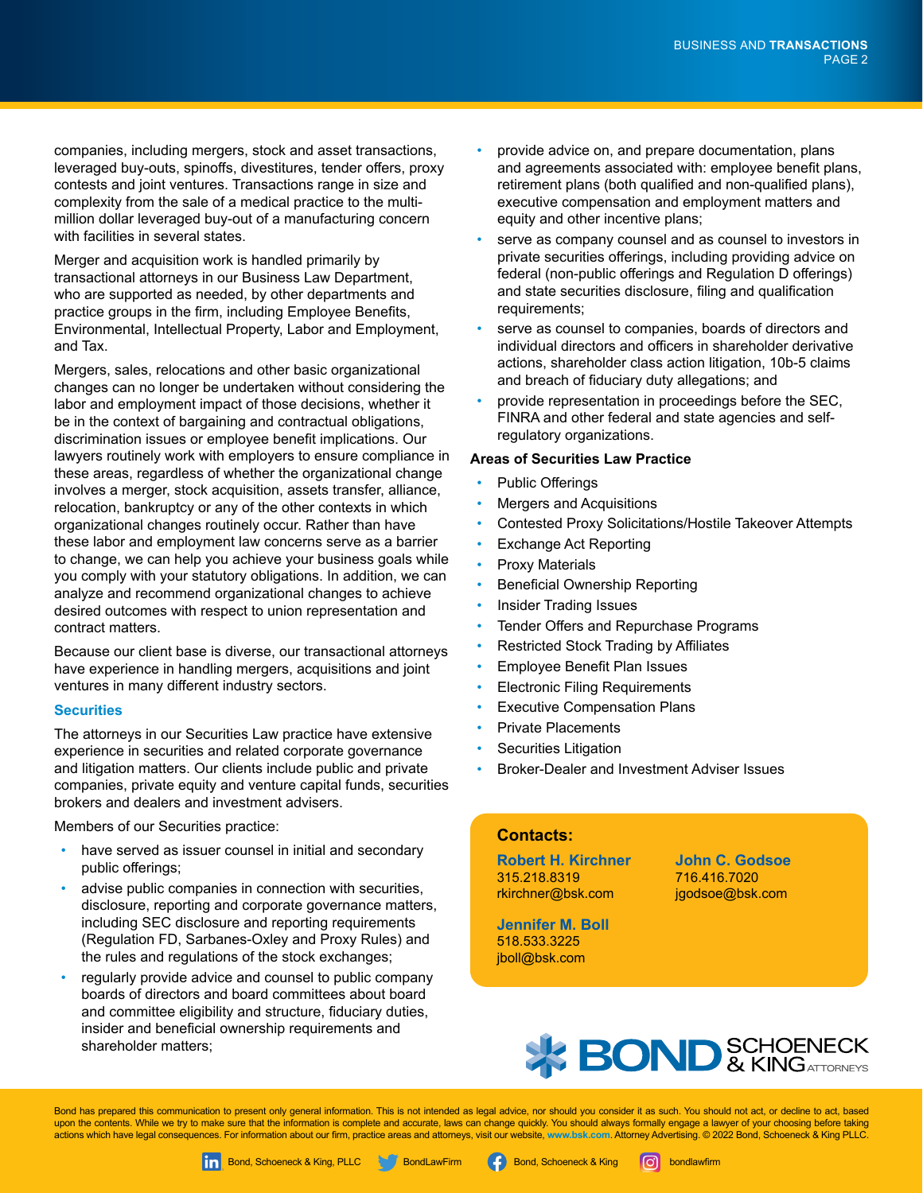companies, including mergers, stock and asset transactions, leveraged buy-outs, spinoffs, divestitures, tender offers, proxy contests and joint ventures. Transactions range in size and complexity from the sale of a medical practice to the multi-million dollar leveraged buy-out of a manufacturing concern with facilities in several states.

Merger and acquisition work is handled primarily by transactional attorneys in our Business Law Department, who are supported as needed, by other departments and practice groups in the firm, including Employee Benefits, Environmental, Intellectual Property, Labor and Employment, and Tax.

Mergers, sales, relocations and other basic organizational changes can no longer be undertaken without considering the labor and employment impact of those decisions, whether it be in the context of bargaining and contractual obligations, discrimination issues or employee benefit implications. Our lawyers routinely work with employers to ensure compliance in these areas, regardless of whether the organizational change involves a merger, stock acquisition, assets transfer, alliance, relocation, bankruptcy or any of the other contexts in which organizational changes routinely occur. Rather than have these labor and employment law concerns serve as a barrier to change, we can help you achieve your business goals while you comply with your statutory obligations. In addition, we can analyze and recommend organizational changes to achieve desired outcomes with respect to union representation and contract matters.

Because our client base is diverse, our transactional attorneys have experience in handling mergers, acquisitions and joint ventures in many different industry sectors.

### Securities

The attorneys in our Securities Law practice have extensive experience in securities and related corporate governance and litigation matters. Our clients include public and private companies, private equity and venture capital funds, securities brokers and dealers and investment advisers.

Members of our Securities practice:

- have served as issuer counsel in initial and secondary public offerings;
- advise public companies in connection with securities, disclosure, reporting and corporate governance matters, including SEC disclosure and reporting requirements (Regulation FD, Sarbanes-Oxley and Proxy Rules) and the rules and regulations of the stock exchanges;
- regularly provide advice and counsel to public company boards of directors and board committees about board and committee eligibility and structure, fiduciary duties, insider and beneficial ownership requirements and shareholder matters;
- provide advice on, and prepare documentation, plans and agreements associated with: employee benefit plans, retirement plans (both qualified and non-qualified plans), executive compensation and employment matters and equity and other incentive plans;
- serve as company counsel and as counsel to investors in private securities offerings, including providing advice on federal (non-public offerings and Regulation D offerings) and state securities disclosure, filing and qualification requirements;
- serve as counsel to companies, boards of directors and individual directors and officers in shareholder derivative actions, shareholder class action litigation, 10b-5 claims and breach of fiduciary duty allegations; and
- provide representation in proceedings before the SEC, FINRA and other federal and state agencies and self-regulatory organizations.

**Areas of Securities Law Practice**

- Public Offerings
- Mergers and Acquisitions
- Contested Proxy Solicitations/Hostile Takeover Attempts
- Exchange Act Reporting
- Proxy Materials
- Beneficial Ownership Reporting
- Insider Trading Issues
- Tender Offers and Repurchase Programs
- Restricted Stock Trading by Affiliates
- Employee Benefit Plan Issues
- Electronic Filing Requirements
- Executive Compensation Plans
- Private Placements
- Securities Litigation
- Broker-Dealer and Investment Adviser Issues

**Contacts:**

**Robert H. Kirchner**
315.218.8319
rkirchner@bsk.com

**John C. Godsoe**
716.416.7020
jgodsoe@bsk.com

**Jennifer M. Boll**
518.533.3225
jboll@bsk.com

BOND SCHOENECK & KING ATTORNEYS

Bond has prepared this communication to present only general information. This is not intended as legal advice, nor should you consider it as such. You should not act, or decline to act, based upon the contents. While we try to make sure that the information is complete and accurate, laws can change quickly. You should always formally engage a lawyer of your choosing before taking actions which have legal consequences. For information about our firm, practice areas and attorneys, visit our website, www.bsk.com. Attorney Advertising. © 2022 Bond, Schoeneck & King PLLC.

Bond, Schoeneck & King, PLLC | BondLawFirm | Bond, Schoeneck & King | bondlawfirm